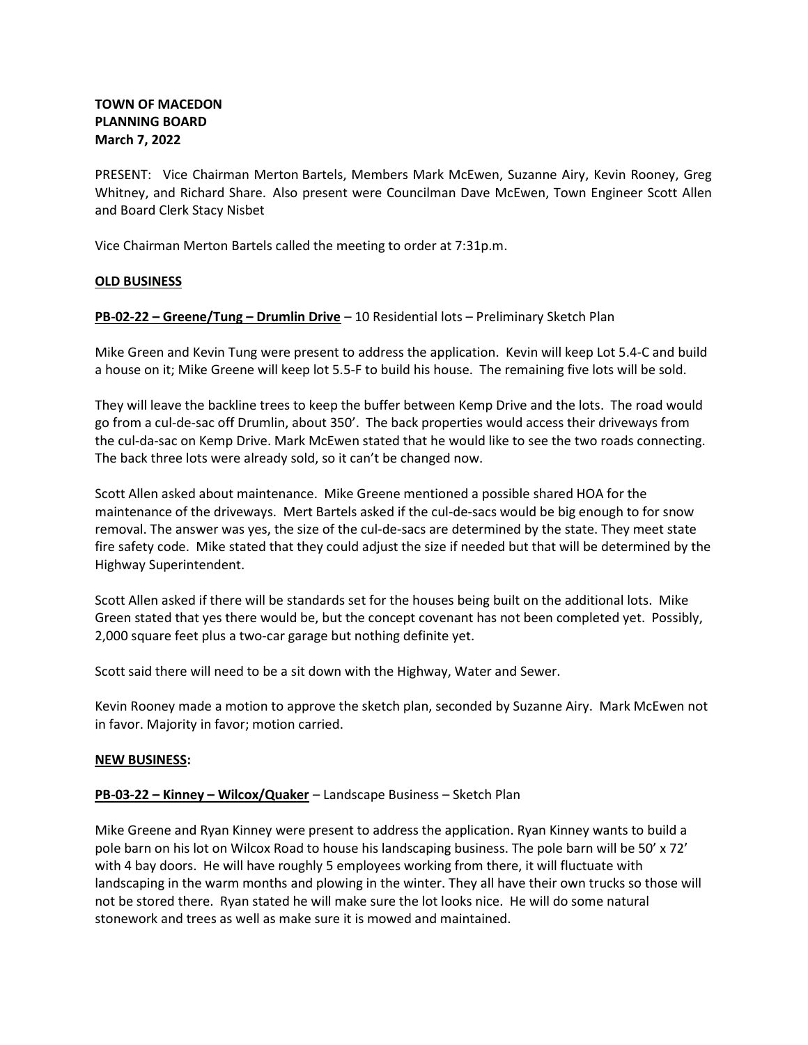**TOWN OF MACEDON**
**PLANNING BOARD**
**March 7, 2022**

PRESENT: Vice Chairman Merton Bartels, Members Mark McEwen, Suzanne Airy, Kevin Rooney, Greg Whitney, and Richard Share. Also present were Councilman Dave McEwen, Town Engineer Scott Allen and Board Clerk Stacy Nisbet

Vice Chairman Merton Bartels called the meeting to order at 7:31p.m.

**OLD BUSINESS**

**PB-02-22 – Greene/Tung – Drumlin Drive** – 10 Residential lots – Preliminary Sketch Plan

Mike Green and Kevin Tung were present to address the application. Kevin will keep Lot 5.4-C and build a house on it; Mike Greene will keep lot 5.5-F to build his house. The remaining five lots will be sold.

They will leave the backline trees to keep the buffer between Kemp Drive and the lots. The road would go from a cul-de-sac off Drumlin, about 350'. The back properties would access their driveways from the cul-da-sac on Kemp Drive. Mark McEwen stated that he would like to see the two roads connecting. The back three lots were already sold, so it can't be changed now.

Scott Allen asked about maintenance. Mike Greene mentioned a possible shared HOA for the maintenance of the driveways. Mert Bartels asked if the cul-de-sacs would be big enough to for snow removal. The answer was yes, the size of the cul-de-sacs are determined by the state. They meet state fire safety code. Mike stated that they could adjust the size if needed but that will be determined by the Highway Superintendent.

Scott Allen asked if there will be standards set for the houses being built on the additional lots. Mike Green stated that yes there would be, but the concept covenant has not been completed yet. Possibly, 2,000 square feet plus a two-car garage but nothing definite yet.

Scott said there will need to be a sit down with the Highway, Water and Sewer.

Kevin Rooney made a motion to approve the sketch plan, seconded by Suzanne Airy. Mark McEwen not in favor. Majority in favor; motion carried.

**NEW BUSINESS:**

**PB-03-22 – Kinney – Wilcox/Quaker** – Landscape Business – Sketch Plan

Mike Greene and Ryan Kinney were present to address the application. Ryan Kinney wants to build a pole barn on his lot on Wilcox Road to house his landscaping business. The pole barn will be 50' x 72' with 4 bay doors. He will have roughly 5 employees working from there, it will fluctuate with landscaping in the warm months and plowing in the winter. They all have their own trucks so those will not be stored there. Ryan stated he will make sure the lot looks nice. He will do some natural stonework and trees as well as make sure it is mowed and maintained.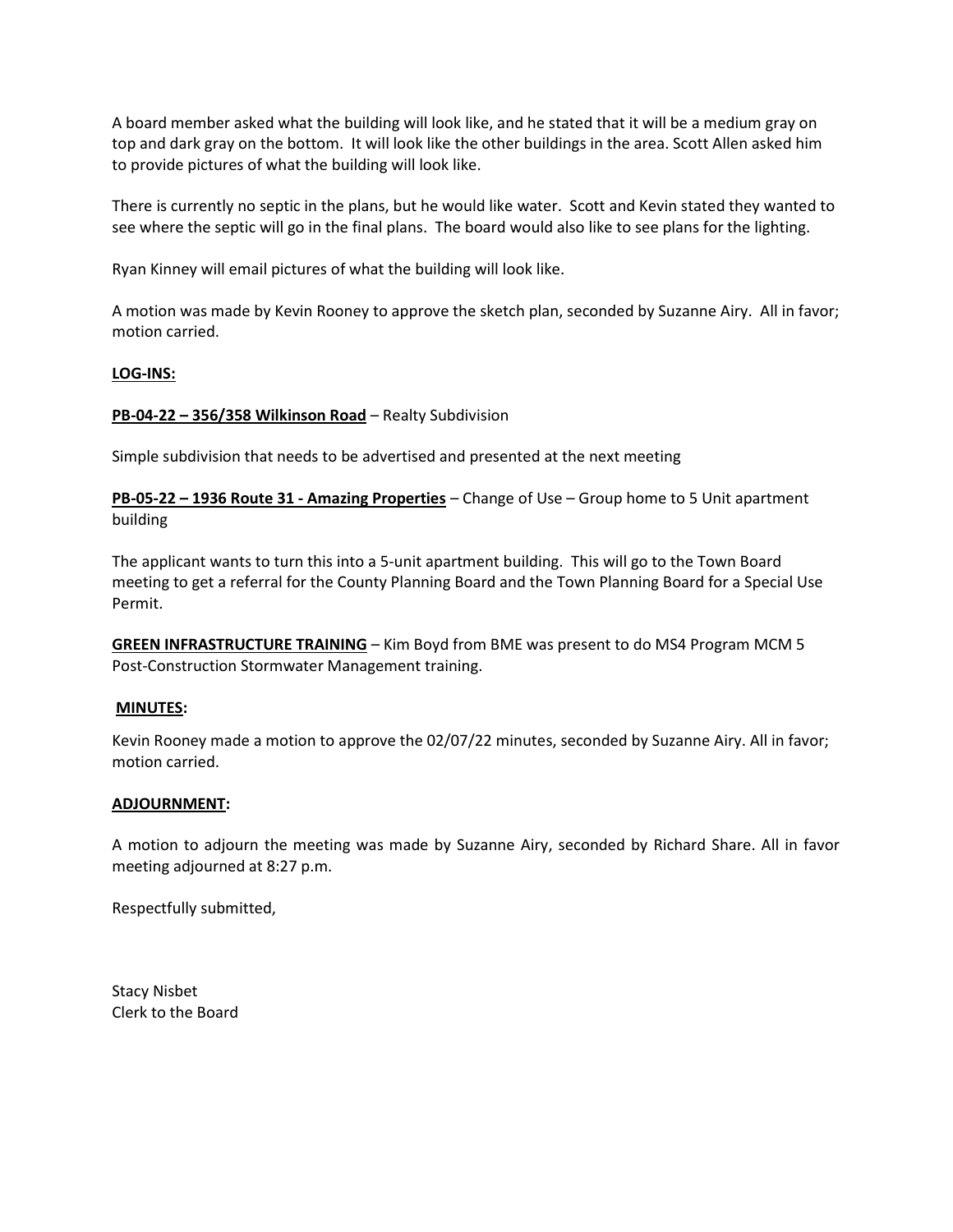A board member asked what the building will look like, and he stated that it will be a medium gray on top and dark gray on the bottom. It will look like the other buildings in the area. Scott Allen asked him to provide pictures of what the building will look like.

There is currently no septic in the plans, but he would like water. Scott and Kevin stated they wanted to see where the septic will go in the final plans. The board would also like to see plans for the lighting.

Ryan Kinney will email pictures of what the building will look like.

A motion was made by Kevin Rooney to approve the sketch plan, seconded by Suzanne Airy. All in favor; motion carried.

**LOG-INS:**

**PB-04-22 – 356/358 Wilkinson Road** – Realty Subdivision

Simple subdivision that needs to be advertised and presented at the next meeting

**PB-05-22 – 1936 Route 31 - Amazing Properties** – Change of Use – Group home to 5 Unit apartment building

The applicant wants to turn this into a 5-unit apartment building. This will go to the Town Board meeting to get a referral for the County Planning Board and the Town Planning Board for a Special Use Permit.

**GREEN INFRASTRUCTURE TRAINING** – Kim Boyd from BME was present to do MS4 Program MCM 5 Post-Construction Stormwater Management training.

**MINUTES:**

Kevin Rooney made a motion to approve the 02/07/22 minutes, seconded by Suzanne Airy. All in favor; motion carried.

**ADJOURNMENT:**

A motion to adjourn the meeting was made by Suzanne Airy, seconded by Richard Share. All in favor meeting adjourned at 8:27 p.m.

Respectfully submitted,

Stacy Nisbet
Clerk to the Board